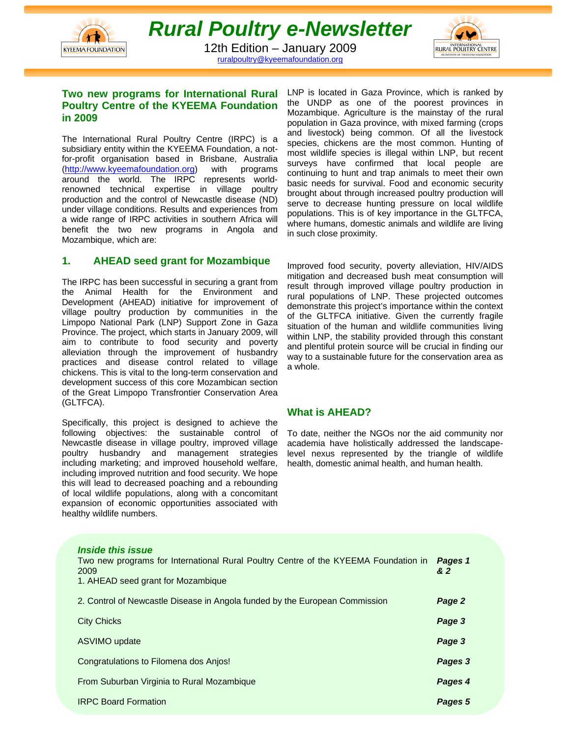# Rural Poultry e-Newsletter

12th Edition – January 2009

ruralpoultry@kyeemafoundation.org

## Two new programs for International Rural Poultry Centre of the KYEEMA Foundation in 2009

The International Rural Poultry Centre (IRPC) is a subsidiary entity within the KYEEMA Foundation, a not-for-profit organisation based in Brisbane, Australia (http://www.kyeemafoundation.org) with programs around the world. The IRPC represents world-renowned technical expertise in village poultry production and the control of Newcastle disease (ND) under village conditions. Results and experiences from a wide range of IRPC activities in southern Africa will benefit the two new programs in Angola and Mozambique, which are:

### 1. AHEAD seed grant for Mozambique

The IRPC has been successful in securing a grant from the Animal Health for the Environment and Development (AHEAD) initiative for improvement of village poultry production by communities in the Limpopo National Park (LNP) Support Zone in Gaza Province. The project, which starts in January 2009, will aim to contribute to food security and poverty alleviation through the improvement of husbandry practices and disease control related to village chickens. This is vital to the long-term conservation and development success of this core Mozambican section of the Great Limpopo Transfrontier Conservation Area (GLTFCA).

Specifically, this project is designed to achieve the following objectives: the sustainable control of Newcastle disease in village poultry, improved village poultry husbandry and management strategies including marketing; and improved household welfare, including improved nutrition and food security. We hope this will lead to decreased poaching and a rebounding of local wildlife populations, along with a concomitant expansion of economic opportunities associated with healthy wildlife numbers.

LNP is located in Gaza Province, which is ranked by the UNDP as one of the poorest provinces in Mozambique. Agriculture is the mainstay of the rural population in Gaza province, with mixed farming (crops and livestock) being common. Of all the livestock species, chickens are the most common. Hunting of most wildlife species is illegal within LNP, but recent surveys have confirmed that local people are continuing to hunt and trap animals to meet their own basic needs for survival. Food and economic security brought about through increased poultry production will serve to decrease hunting pressure on local wildlife populations. This is of key importance in the GLTFCA, where humans, domestic animals and wildlife are living in such close proximity.

Improved food security, poverty alleviation, HIV/AIDS mitigation and decreased bush meat consumption will result through improved village poultry production in rural populations of LNP. These projected outcomes demonstrate this project's importance within the context of the GLTFCA initiative. Given the currently fragile situation of the human and wildlife communities living within LNP, the stability provided through this constant and plentiful protein source will be crucial in finding our way to a sustainable future for the conservation area as a whole.

### What is AHEAD?

To date, neither the NGOs nor the aid community nor academia have holistically addressed the landscape-level nexus represented by the triangle of wildlife health, domestic animal health, and human health.

***Inside this issue***

| | |
|---|---|
| Two new programs for International Rural Poultry Centre of the KYEEMA Foundation in 2009<br>1. AHEAD seed grant for Mozambique | ***Pages 1 & 2*** |
| 2. Control of Newcastle Disease in Angola funded by the European Commission | ***Page 2*** |
| City Chicks | ***Page 3*** |
| ASVIMO update | ***Page 3*** |
| Congratulations to Filomena dos Anjos! | ***Pages 3*** |
| From Suburban Virginia to Rural Mozambique | ***Pages 4*** |
| IRPC Board Formation | ***Pages 5*** |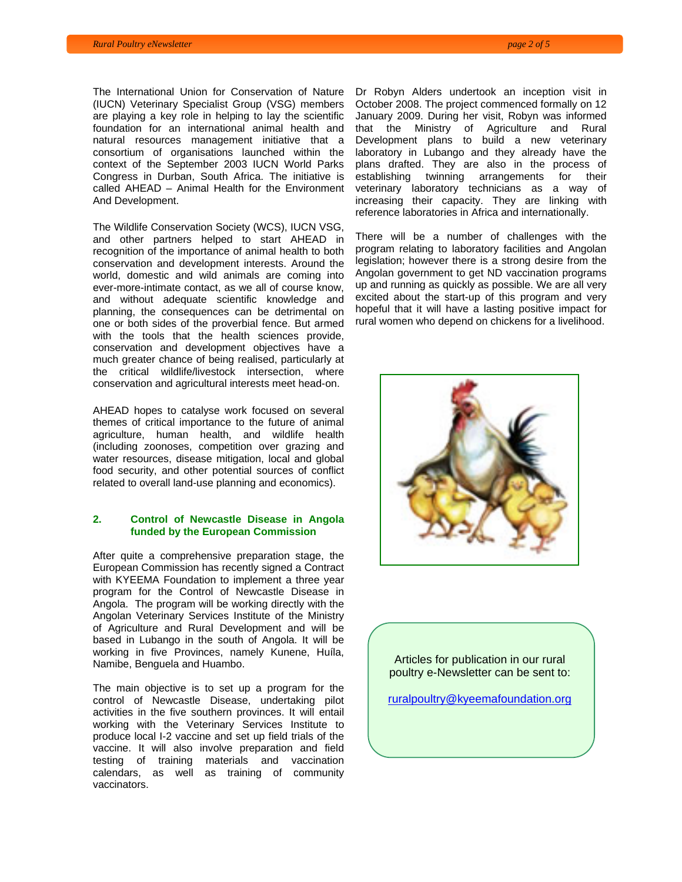The International Union for Conservation of Nature (IUCN) Veterinary Specialist Group (VSG) members are playing a key role in helping to lay the scientific foundation for an international animal health and natural resources management initiative that a consortium of organisations launched within the context of the September 2003 IUCN World Parks Congress in Durban, South Africa. The initiative is called AHEAD – Animal Health for the Environment And Development.

The Wildlife Conservation Society (WCS), IUCN VSG, and other partners helped to start AHEAD in recognition of the importance of animal health to both conservation and development interests. Around the world, domestic and wild animals are coming into ever-more-intimate contact, as we all of course know, and without adequate scientific knowledge and planning, the consequences can be detrimental on one or both sides of the proverbial fence. But armed with the tools that the health sciences provide, conservation and development objectives have a much greater chance of being realised, particularly at the critical wildlife/livestock intersection, where conservation and agricultural interests meet head-on.

AHEAD hopes to catalyse work focused on several themes of critical importance to the future of animal agriculture, human health, and wildlife health (including zoonoses, competition over grazing and water resources, disease mitigation, local and global food security, and other potential sources of conflict related to overall land-use planning and economics).

## 2. Control of Newcastle Disease in Angola funded by the European Commission

After quite a comprehensive preparation stage, the European Commission has recently signed a Contract with KYEEMA Foundation to implement a three year program for the Control of Newcastle Disease in Angola. The program will be working directly with the Angolan Veterinary Services Institute of the Ministry of Agriculture and Rural Development and will be based in Lubango in the south of Angola. It will be working in five Provinces, namely Kunene, Huíla, Namibe, Benguela and Huambo.

The main objective is to set up a program for the control of Newcastle Disease, undertaking pilot activities in the five southern provinces. It will entail working with the Veterinary Services Institute to produce local I-2 vaccine and set up field trials of the vaccine. It will also involve preparation and field testing of training materials and vaccination calendars, as well as training of community vaccinators.

Dr Robyn Alders undertook an inception visit in October 2008. The project commenced formally on 12 January 2009. During her visit, Robyn was informed that the Ministry of Agriculture and Rural Development plans to build a new veterinary laboratory in Lubango and they already have the plans drafted. They are also in the process of establishing twinning arrangements for their veterinary laboratory technicians as a way of increasing their capacity. They are linking with reference laboratories in Africa and internationally.

There will be a number of challenges with the program relating to laboratory facilities and Angolan legislation; however there is a strong desire from the Angolan government to get ND vaccination programs up and running as quickly as possible. We are all very excited about the start-up of this program and very hopeful that it will have a lasting positive impact for rural women who depend on chickens for a livelihood.

Articles for publication in our rural poultry e-Newsletter can be sent to:

ruralpoultry@kyeemafoundation.org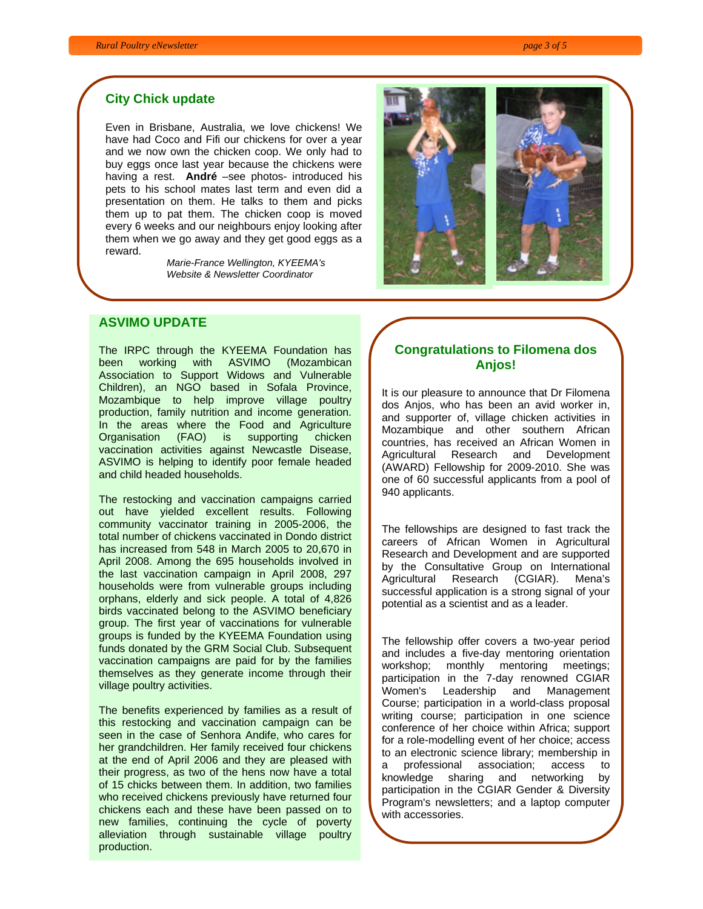## City Chick update

Even in Brisbane, Australia, we love chickens! We have had Coco and Fifi our chickens for over a year and we now own the chicken coop. We only had to buy eggs once last year because the chickens were having a rest. **André** –see photos- introduced his pets to his school mates last term and even did a presentation on them. He talks to them and picks them up to pat them. The chicken coop is moved every 6 weeks and our neighbours enjoy looking after them when we go away and they get good eggs as a reward.

*Marie-France Wellington, KYEEMA's Website & Newsletter Coordinator*

## ASVIMO UPDATE

The IRPC through the KYEEMA Foundation has been working with ASVIMO (Mozambican Association to Support Widows and Vulnerable Children), an NGO based in Sofala Province, Mozambique to help improve village poultry production, family nutrition and income generation. In the areas where the Food and Agriculture Organisation (FAO) is supporting chicken vaccination activities against Newcastle Disease, ASVIMO is helping to identify poor female headed and child headed households.

The restocking and vaccination campaigns carried out have yielded excellent results. Following community vaccinator training in 2005-2006, the total number of chickens vaccinated in Dondo district has increased from 548 in March 2005 to 20,670 in April 2008. Among the 695 households involved in the last vaccination campaign in April 2008, 297 households were from vulnerable groups including orphans, elderly and sick people. A total of 4,826 birds vaccinated belong to the ASVIMO beneficiary group. The first year of vaccinations for vulnerable groups is funded by the KYEEMA Foundation using funds donated by the GRM Social Club. Subsequent vaccination campaigns are paid for by the families themselves as they generate income through their village poultry activities.

The benefits experienced by families as a result of this restocking and vaccination campaign can be seen in the case of Senhora Andife, who cares for her grandchildren. Her family received four chickens at the end of April 2006 and they are pleased with their progress, as two of the hens now have a total of 15 chicks between them. In addition, two families who received chickens previously have returned four chickens each and these have been passed on to new families, continuing the cycle of poverty alleviation through sustainable village poultry production.

## Congratulations to Filomena dos Anjos!

It is our pleasure to announce that Dr Filomena dos Anjos, who has been an avid worker in, and supporter of, village chicken activities in Mozambique and other southern African countries, has received an African Women in Agricultural Research and Development (AWARD) Fellowship for 2009-2010. She was one of 60 successful applicants from a pool of 940 applicants.

The fellowships are designed to fast track the careers of African Women in Agricultural Research and Development and are supported by the Consultative Group on International Agricultural Research (CGIAR). Mena's successful application is a strong signal of your potential as a scientist and as a leader.

The fellowship offer covers a two-year period and includes a five-day mentoring orientation workshop; monthly mentoring meetings; participation in the 7-day renowned CGIAR Women's Leadership and Management Course; participation in a world-class proposal writing course; participation in one science conference of her choice within Africa; support for a role-modelling event of her choice; access to an electronic science library; membership in a professional association; access to knowledge sharing and networking by participation in the CGIAR Gender & Diversity Program's newsletters; and a laptop computer with accessories.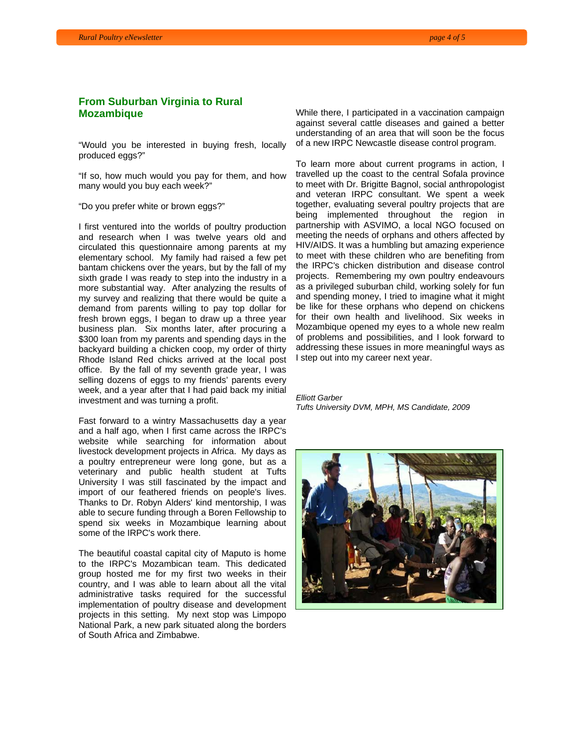## From Suburban Virginia to Rural Mozambique

"Would you be interested in buying fresh, locally produced eggs?"

"If so, how much would you pay for them, and how many would you buy each week?"

"Do you prefer white or brown eggs?"

I first ventured into the worlds of poultry production and research when I was twelve years old and circulated this questionnaire among parents at my elementary school. My family had raised a few pet bantam chickens over the years, but by the fall of my sixth grade I was ready to step into the industry in a more substantial way. After analyzing the results of my survey and realizing that there would be quite a demand from parents willing to pay top dollar for fresh brown eggs, I began to draw up a three year business plan. Six months later, after procuring a $300 loan from my parents and spending days in the backyard building a chicken coop, my order of thirty Rhode Island Red chicks arrived at the local post office. By the fall of my seventh grade year, I was selling dozens of eggs to my friends' parents every week, and a year after that I had paid back my initial investment and was turning a profit.

Fast forward to a wintry Massachusetts day a year and a half ago, when I first came across the IRPC's website while searching for information about livestock development projects in Africa. My days as a poultry entrepreneur were long gone, but as a veterinary and public health student at Tufts University I was still fascinated by the impact and import of our feathered friends on people's lives. Thanks to Dr. Robyn Alders' kind mentorship, I was able to secure funding through a Boren Fellowship to spend six weeks in Mozambique learning about some of the IRPC's work there.

The beautiful coastal capital city of Maputo is home to the IRPC's Mozambican team. This dedicated group hosted me for my first two weeks in their country, and I was able to learn about all the vital administrative tasks required for the successful implementation of poultry disease and development projects in this setting. My next stop was Limpopo National Park, a new park situated along the borders of South Africa and Zimbabwe. While there, I participated in a vaccination campaign against several cattle diseases and gained a better understanding of an area that will soon be the focus of a new IRPC Newcastle disease control program.

To learn more about current programs in action, I travelled up the coast to the central Sofala province to meet with Dr. Brigitte Bagnol, social anthropologist and veteran IRPC consultant. We spent a week together, evaluating several poultry projects that are being implemented throughout the region in partnership with ASVIMO, a local NGO focused on meeting the needs of orphans and others affected by HIV/AIDS. It was a humbling but amazing experience to meet with these children who are benefiting from the IRPC's chicken distribution and disease control projects. Remembering my own poultry endeavours as a privileged suburban child, working solely for fun and spending money, I tried to imagine what it might be like for these orphans who depend on chickens for their own health and livelihood. Six weeks in Mozambique opened my eyes to a whole new realm of problems and possibilities, and I look forward to addressing these issues in more meaningful ways as I step out into my career next year.

*Elliott Garber*
*Tufts University DVM, MPH, MS Candidate, 2009*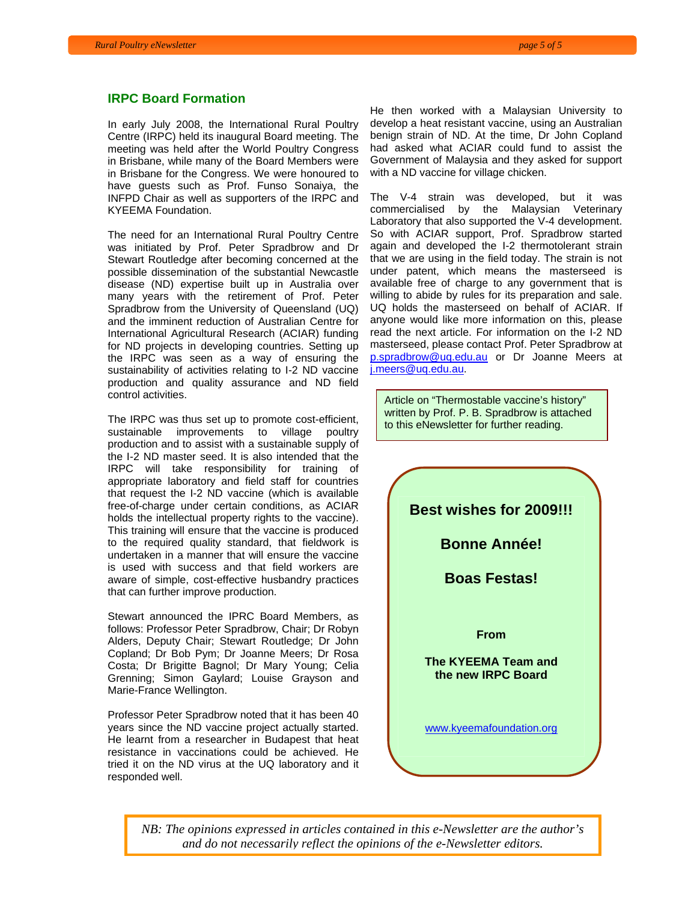## IRPC Board Formation

In early July 2008, the International Rural Poultry Centre (IRPC) held its inaugural Board meeting. The meeting was held after the World Poultry Congress in Brisbane, while many of the Board Members were in Brisbane for the Congress. We were honoured to have guests such as Prof. Funso Sonaiya, the INFPD Chair as well as supporters of the IRPC and KYEEMA Foundation.

The need for an International Rural Poultry Centre was initiated by Prof. Peter Spradbrow and Dr Stewart Routledge after becoming concerned at the possible dissemination of the substantial Newcastle disease (ND) expertise built up in Australia over many years with the retirement of Prof. Peter Spradbrow from the University of Queensland (UQ) and the imminent reduction of Australian Centre for International Agricultural Research (ACIAR) funding for ND projects in developing countries. Setting up the IRPC was seen as a way of ensuring the sustainability of activities relating to I-2 ND vaccine production and quality assurance and ND field control activities.

The IRPC was thus set up to promote cost-efficient, sustainable improvements to village poultry production and to assist with a sustainable supply of the I-2 ND master seed. It is also intended that the IRPC will take responsibility for training of appropriate laboratory and field staff for countries that request the I-2 ND vaccine (which is available free-of-charge under certain conditions, as ACIAR holds the intellectual property rights to the vaccine). This training will ensure that the vaccine is produced to the required quality standard, that fieldwork is undertaken in a manner that will ensure the vaccine is used with success and that field workers are aware of simple, cost-effective husbandry practices that can further improve production.

Stewart announced the IPRC Board Members, as follows: Professor Peter Spradbrow, Chair; Dr Robyn Alders, Deputy Chair; Stewart Routledge; Dr John Copland; Dr Bob Pym; Dr Joanne Meers; Dr Rosa Costa; Dr Brigitte Bagnol; Dr Mary Young; Celia Grenning; Simon Gaylard; Louise Grayson and Marie-France Wellington.

Professor Peter Spradbrow noted that it has been 40 years since the ND vaccine project actually started. He learnt from a researcher in Budapest that heat resistance in vaccinations could be achieved. He tried it on the ND virus at the UQ laboratory and it responded well.

He then worked with a Malaysian University to develop a heat resistant vaccine, using an Australian benign strain of ND. At the time, Dr John Copland had asked what ACIAR could fund to assist the Government of Malaysia and they asked for support with a ND vaccine for village chicken.

The V-4 strain was developed, but it was commercialised by the Malaysian Veterinary Laboratory that also supported the V-4 development. So with ACIAR support, Prof. Spradbrow started again and developed the I-2 thermotolerant strain that we are using in the field today. The strain is not under patent, which means the masterseed is available free of charge to any government that is willing to abide by rules for its preparation and sale. UQ holds the masterseed on behalf of ACIAR. If anyone would like more information on this, please read the next article. For information on the I-2 ND masterseed, please contact Prof. Peter Spradbrow at p.spradbrow@uq.edu.au or Dr Joanne Meers at j.meers@uq.edu.au.

Article on "Thermostable vaccine's history" written by Prof. P. B. Spradbrow is attached to this eNewsletter for further reading.

**Best wishes for 2009!!!**

**Bonne Année!**

**Boas Festas!**

**From**

**The KYEEMA Team and the new IRPC Board**

www.kyeemafoundation.org

*NB: The opinions expressed in articles contained in this e-Newsletter are the author's and do not necessarily reflect the opinions of the e-Newsletter editors.*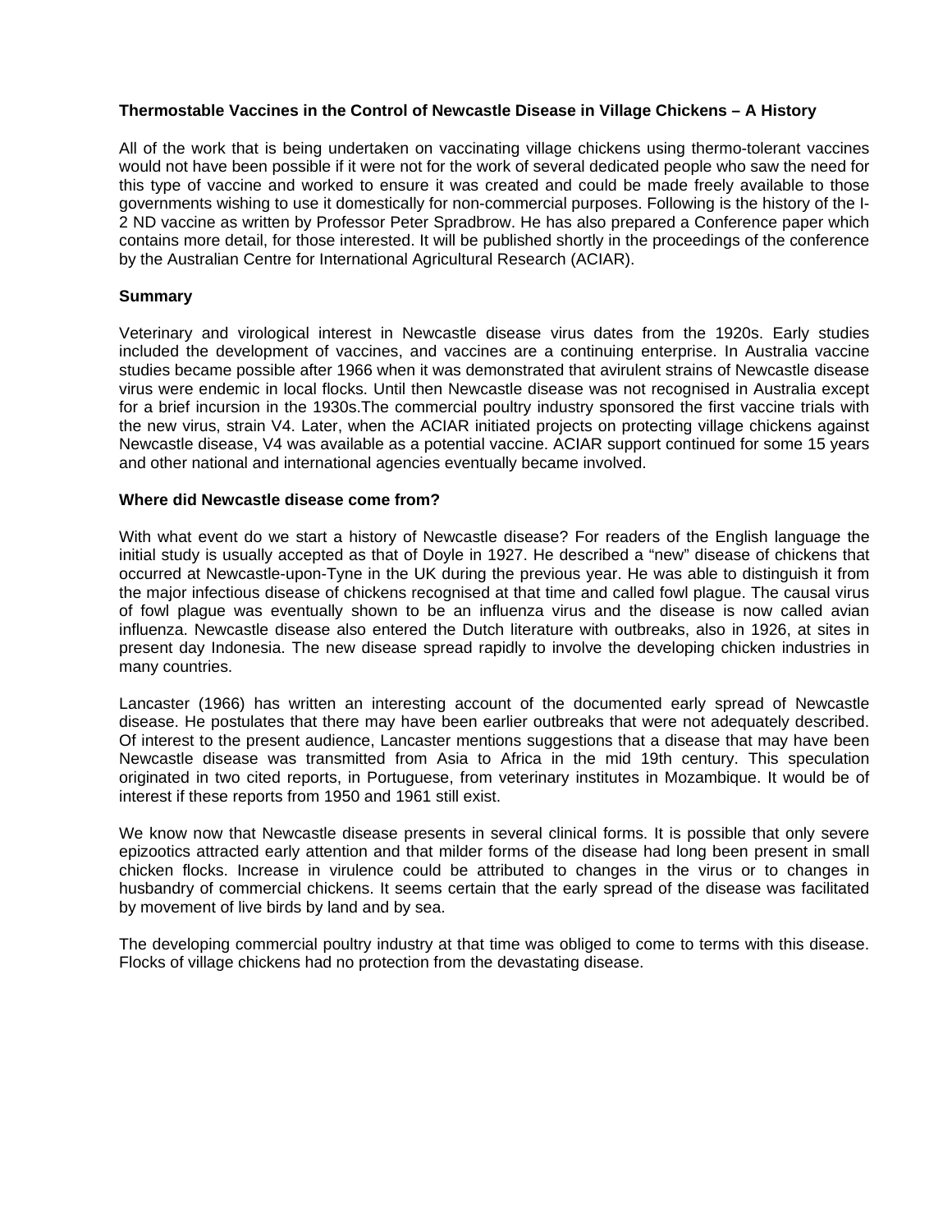**Thermostable Vaccines in the Control of Newcastle Disease in Village Chickens – A History**

All of the work that is being undertaken on vaccinating village chickens using thermo-tolerant vaccines would not have been possible if it were not for the work of several dedicated people who saw the need for this type of vaccine and worked to ensure it was created and could be made freely available to those governments wishing to use it domestically for non-commercial purposes. Following is the history of the I-2 ND vaccine as written by Professor Peter Spradbrow. He has also prepared a Conference paper which contains more detail, for those interested. It will be published shortly in the proceedings of the conference by the Australian Centre for International Agricultural Research (ACIAR).

**Summary**

Veterinary and virological interest in Newcastle disease virus dates from the 1920s. Early studies included the development of vaccines, and vaccines are a continuing enterprise. In Australia vaccine studies became possible after 1966 when it was demonstrated that avirulent strains of Newcastle disease virus were endemic in local flocks. Until then Newcastle disease was not recognised in Australia except for a brief incursion in the 1930s.The commercial poultry industry sponsored the first vaccine trials with the new virus, strain V4. Later, when the ACIAR initiated projects on protecting village chickens against Newcastle disease, V4 was available as a potential vaccine. ACIAR support continued for some 15 years and other national and international agencies eventually became involved.

**Where did Newcastle disease come from?**

With what event do we start a history of Newcastle disease? For readers of the English language the initial study is usually accepted as that of Doyle in 1927. He described a "new" disease of chickens that occurred at Newcastle-upon-Tyne in the UK during the previous year. He was able to distinguish it from the major infectious disease of chickens recognised at that time and called fowl plague. The causal virus of fowl plague was eventually shown to be an influenza virus and the disease is now called avian influenza. Newcastle disease also entered the Dutch literature with outbreaks, also in 1926, at sites in present day Indonesia. The new disease spread rapidly to involve the developing chicken industries in many countries.

Lancaster (1966) has written an interesting account of the documented early spread of Newcastle disease. He postulates that there may have been earlier outbreaks that were not adequately described. Of interest to the present audience, Lancaster mentions suggestions that a disease that may have been Newcastle disease was transmitted from Asia to Africa in the mid 19th century. This speculation originated in two cited reports, in Portuguese, from veterinary institutes in Mozambique. It would be of interest if these reports from 1950 and 1961 still exist.

We know now that Newcastle disease presents in several clinical forms. It is possible that only severe epizootics attracted early attention and that milder forms of the disease had long been present in small chicken flocks. Increase in virulence could be attributed to changes in the virus or to changes in husbandry of commercial chickens. It seems certain that the early spread of the disease was facilitated by movement of live birds by land and by sea.

The developing commercial poultry industry at that time was obliged to come to terms with this disease. Flocks of village chickens had no protection from the devastating disease.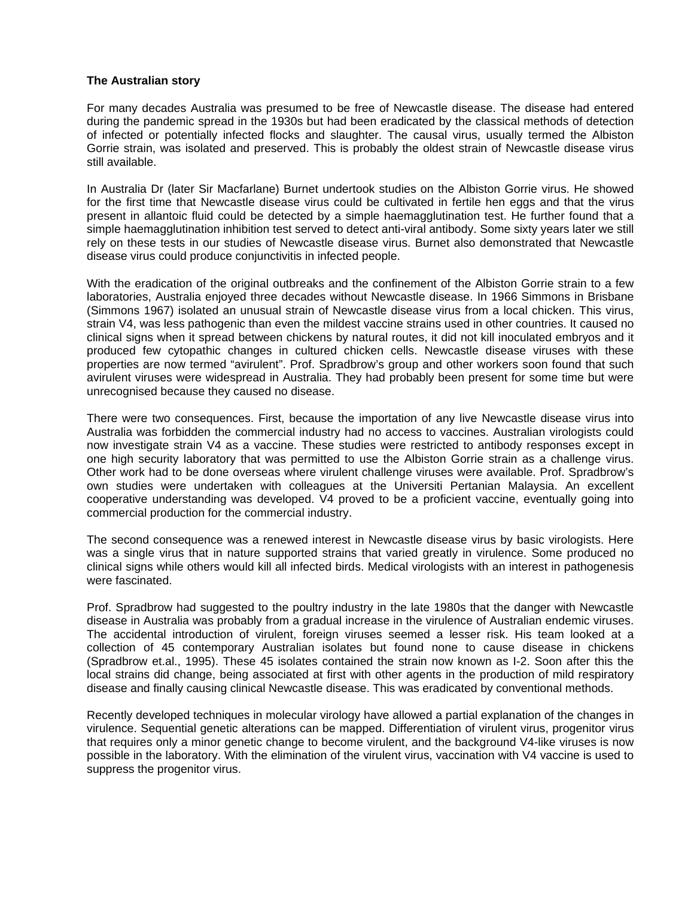**The Australian story**

For many decades Australia was presumed to be free of Newcastle disease. The disease had entered during the pandemic spread in the 1930s but had been eradicated by the classical methods of detection of infected or potentially infected flocks and slaughter. The causal virus, usually termed the Albiston Gorrie strain, was isolated and preserved. This is probably the oldest strain of Newcastle disease virus still available.

In Australia Dr (later Sir Macfarlane) Burnet undertook studies on the Albiston Gorrie virus. He showed for the first time that Newcastle disease virus could be cultivated in fertile hen eggs and that the virus present in allantoic fluid could be detected by a simple haemagglutination test. He further found that a simple haemagglutination inhibition test served to detect anti-viral antibody. Some sixty years later we still rely on these tests in our studies of Newcastle disease virus. Burnet also demonstrated that Newcastle disease virus could produce conjunctivitis in infected people.

With the eradication of the original outbreaks and the confinement of the Albiston Gorrie strain to a few laboratories, Australia enjoyed three decades without Newcastle disease. In 1966 Simmons in Brisbane (Simmons 1967) isolated an unusual strain of Newcastle disease virus from a local chicken. This virus, strain V4, was less pathogenic than even the mildest vaccine strains used in other countries. It caused no clinical signs when it spread between chickens by natural routes, it did not kill inoculated embryos and it produced few cytopathic changes in cultured chicken cells. Newcastle disease viruses with these properties are now termed "avirulent". Prof. Spradbrow's group and other workers soon found that such avirulent viruses were widespread in Australia. They had probably been present for some time but were unrecognised because they caused no disease.

There were two consequences. First, because the importation of any live Newcastle disease virus into Australia was forbidden the commercial industry had no access to vaccines. Australian virologists could now investigate strain V4 as a vaccine. These studies were restricted to antibody responses except in one high security laboratory that was permitted to use the Albiston Gorrie strain as a challenge virus. Other work had to be done overseas where virulent challenge viruses were available. Prof. Spradbrow's own studies were undertaken with colleagues at the Universiti Pertanian Malaysia. An excellent cooperative understanding was developed. V4 proved to be a proficient vaccine, eventually going into commercial production for the commercial industry.

The second consequence was a renewed interest in Newcastle disease virus by basic virologists. Here was a single virus that in nature supported strains that varied greatly in virulence. Some produced no clinical signs while others would kill all infected birds. Medical virologists with an interest in pathogenesis were fascinated.

Prof. Spradbrow had suggested to the poultry industry in the late 1980s that the danger with Newcastle disease in Australia was probably from a gradual increase in the virulence of Australian endemic viruses. The accidental introduction of virulent, foreign viruses seemed a lesser risk. His team looked at a collection of 45 contemporary Australian isolates but found none to cause disease in chickens (Spradbrow et.al., 1995). These 45 isolates contained the strain now known as I-2. Soon after this the local strains did change, being associated at first with other agents in the production of mild respiratory disease and finally causing clinical Newcastle disease. This was eradicated by conventional methods.

Recently developed techniques in molecular virology have allowed a partial explanation of the changes in virulence. Sequential genetic alterations can be mapped. Differentiation of virulent virus, progenitor virus that requires only a minor genetic change to become virulent, and the background V4-like viruses is now possible in the laboratory. With the elimination of the virulent virus, vaccination with V4 vaccine is used to suppress the progenitor virus.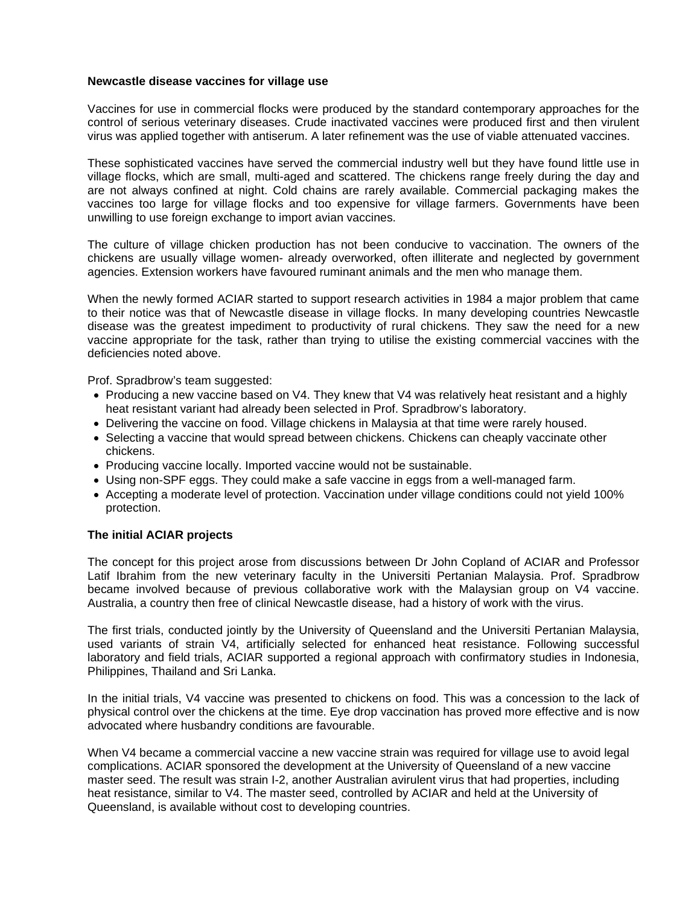**Newcastle disease vaccines for village use**

Vaccines for use in commercial flocks were produced by the standard contemporary approaches for the control of serious veterinary diseases. Crude inactivated vaccines were produced first and then virulent virus was applied together with antiserum. A later refinement was the use of viable attenuated vaccines.

These sophisticated vaccines have served the commercial industry well but they have found little use in village flocks, which are small, multi-aged and scattered. The chickens range freely during the day and are not always confined at night. Cold chains are rarely available. Commercial packaging makes the vaccines too large for village flocks and too expensive for village farmers. Governments have been unwilling to use foreign exchange to import avian vaccines.

The culture of village chicken production has not been conducive to vaccination. The owners of the chickens are usually village women- already overworked, often illiterate and neglected by government agencies. Extension workers have favoured ruminant animals and the men who manage them.

When the newly formed ACIAR started to support research activities in 1984 a major problem that came to their notice was that of Newcastle disease in village flocks. In many developing countries Newcastle disease was the greatest impediment to productivity of rural chickens. They saw the need for a new vaccine appropriate for the task, rather than trying to utilise the existing commercial vaccines with the deficiencies noted above.

Prof. Spradbrow's team suggested:

- Producing a new vaccine based on V4. They knew that V4 was relatively heat resistant and a highly heat resistant variant had already been selected in Prof. Spradbrow's laboratory.
- Delivering the vaccine on food. Village chickens in Malaysia at that time were rarely housed.
- Selecting a vaccine that would spread between chickens. Chickens can cheaply vaccinate other chickens.
- Producing vaccine locally. Imported vaccine would not be sustainable.
- Using non-SPF eggs. They could make a safe vaccine in eggs from a well-managed farm.
- Accepting a moderate level of protection. Vaccination under village conditions could not yield 100% protection.

**The initial ACIAR projects**

The concept for this project arose from discussions between Dr John Copland of ACIAR and Professor Latif Ibrahim from the new veterinary faculty in the Universiti Pertanian Malaysia. Prof. Spradbrow became involved because of previous collaborative work with the Malaysian group on V4 vaccine. Australia, a country then free of clinical Newcastle disease, had a history of work with the virus.

The first trials, conducted jointly by the University of Queensland and the Universiti Pertanian Malaysia, used variants of strain V4, artificially selected for enhanced heat resistance. Following successful laboratory and field trials, ACIAR supported a regional approach with confirmatory studies in Indonesia, Philippines, Thailand and Sri Lanka.

In the initial trials, V4 vaccine was presented to chickens on food. This was a concession to the lack of physical control over the chickens at the time. Eye drop vaccination has proved more effective and is now advocated where husbandry conditions are favourable.

When V4 became a commercial vaccine a new vaccine strain was required for village use to avoid legal complications. ACIAR sponsored the development at the University of Queensland of a new vaccine master seed. The result was strain I-2, another Australian avirulent virus that had properties, including heat resistance, similar to V4. The master seed, controlled by ACIAR and held at the University of Queensland, is available without cost to developing countries.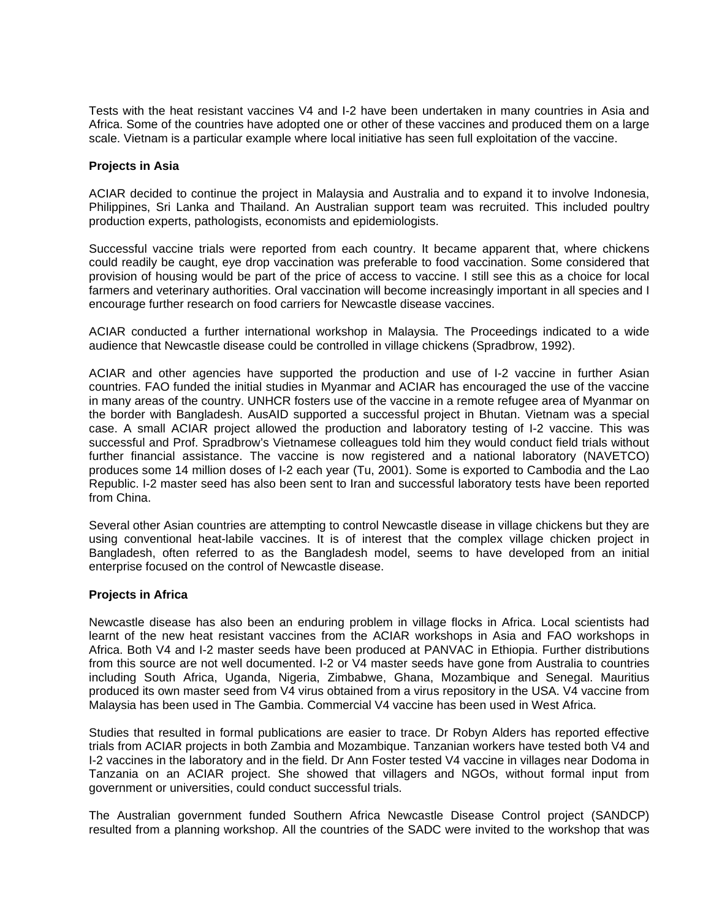Tests with the heat resistant vaccines V4 and I-2 have been undertaken in many countries in Asia and Africa. Some of the countries have adopted one or other of these vaccines and produced them on a large scale. Vietnam is a particular example where local initiative has seen full exploitation of the vaccine.

**Projects in Asia**

ACIAR decided to continue the project in Malaysia and Australia and to expand it to involve Indonesia, Philippines, Sri Lanka and Thailand. An Australian support team was recruited. This included poultry production experts, pathologists, economists and epidemiologists.

Successful vaccine trials were reported from each country. It became apparent that, where chickens could readily be caught, eye drop vaccination was preferable to food vaccination. Some considered that provision of housing would be part of the price of access to vaccine. I still see this as a choice for local farmers and veterinary authorities. Oral vaccination will become increasingly important in all species and I encourage further research on food carriers for Newcastle disease vaccines.

ACIAR conducted a further international workshop in Malaysia. The Proceedings indicated to a wide audience that Newcastle disease could be controlled in village chickens (Spradbrow, 1992).

ACIAR and other agencies have supported the production and use of I-2 vaccine in further Asian countries. FAO funded the initial studies in Myanmar and ACIAR has encouraged the use of the vaccine in many areas of the country. UNHCR fosters use of the vaccine in a remote refugee area of Myanmar on the border with Bangladesh. AusAID supported a successful project in Bhutan. Vietnam was a special case. A small ACIAR project allowed the production and laboratory testing of I-2 vaccine. This was successful and Prof. Spradbrow's Vietnamese colleagues told him they would conduct field trials without further financial assistance. The vaccine is now registered and a national laboratory (NAVETCO) produces some 14 million doses of I-2 each year (Tu, 2001). Some is exported to Cambodia and the Lao Republic. I-2 master seed has also been sent to Iran and successful laboratory tests have been reported from China.

Several other Asian countries are attempting to control Newcastle disease in village chickens but they are using conventional heat-labile vaccines. It is of interest that the complex village chicken project in Bangladesh, often referred to as the Bangladesh model, seems to have developed from an initial enterprise focused on the control of Newcastle disease.

**Projects in Africa**

Newcastle disease has also been an enduring problem in village flocks in Africa. Local scientists had learnt of the new heat resistant vaccines from the ACIAR workshops in Asia and FAO workshops in Africa. Both V4 and I-2 master seeds have been produced at PANVAC in Ethiopia. Further distributions from this source are not well documented. I-2 or V4 master seeds have gone from Australia to countries including South Africa, Uganda, Nigeria, Zimbabwe, Ghana, Mozambique and Senegal. Mauritius produced its own master seed from V4 virus obtained from a virus repository in the USA. V4 vaccine from Malaysia has been used in The Gambia. Commercial V4 vaccine has been used in West Africa.

Studies that resulted in formal publications are easier to trace. Dr Robyn Alders has reported effective trials from ACIAR projects in both Zambia and Mozambique. Tanzanian workers have tested both V4 and I-2 vaccines in the laboratory and in the field. Dr Ann Foster tested V4 vaccine in villages near Dodoma in Tanzania on an ACIAR project. She showed that villagers and NGOs, without formal input from government or universities, could conduct successful trials.

The Australian government funded Southern Africa Newcastle Disease Control project (SANDCP) resulted from a planning workshop. All the countries of the SADC were invited to the workshop that was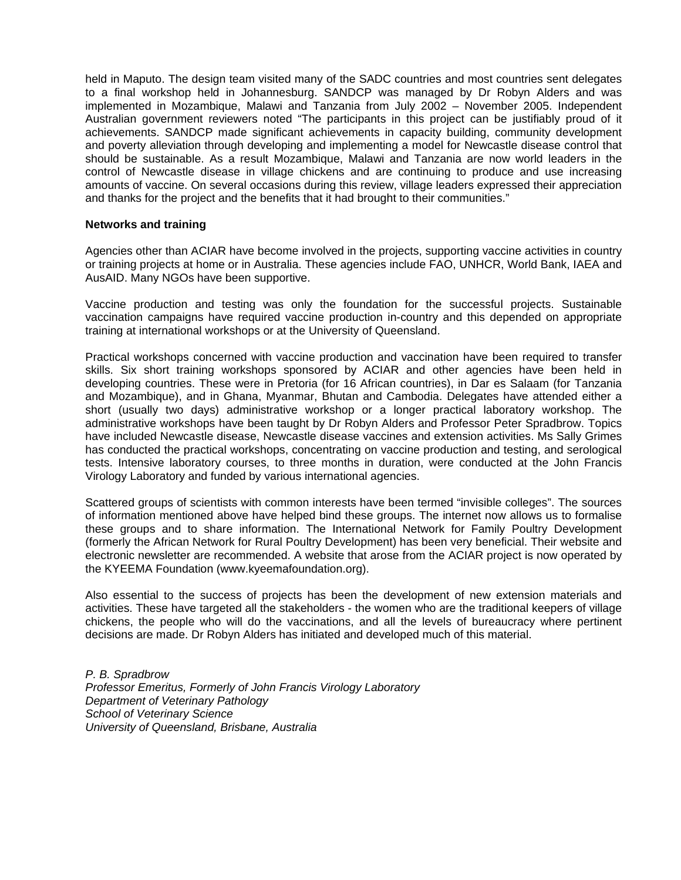held in Maputo. The design team visited many of the SADC countries and most countries sent delegates to a final workshop held in Johannesburg. SANDCP was managed by Dr Robyn Alders and was implemented in Mozambique, Malawi and Tanzania from July 2002 – November 2005. Independent Australian government reviewers noted "The participants in this project can be justifiably proud of it achievements. SANDCP made significant achievements in capacity building, community development and poverty alleviation through developing and implementing a model for Newcastle disease control that should be sustainable. As a result Mozambique, Malawi and Tanzania are now world leaders in the control of Newcastle disease in village chickens and are continuing to produce and use increasing amounts of vaccine. On several occasions during this review, village leaders expressed their appreciation and thanks for the project and the benefits that it had brought to their communities."

**Networks and training**

Agencies other than ACIAR have become involved in the projects, supporting vaccine activities in country or training projects at home or in Australia. These agencies include FAO, UNHCR, World Bank, IAEA and AusAID. Many NGOs have been supportive.

Vaccine production and testing was only the foundation for the successful projects. Sustainable vaccination campaigns have required vaccine production in-country and this depended on appropriate training at international workshops or at the University of Queensland.

Practical workshops concerned with vaccine production and vaccination have been required to transfer skills. Six short training workshops sponsored by ACIAR and other agencies have been held in developing countries. These were in Pretoria (for 16 African countries), in Dar es Salaam (for Tanzania and Mozambique), and in Ghana, Myanmar, Bhutan and Cambodia. Delegates have attended either a short (usually two days) administrative workshop or a longer practical laboratory workshop. The administrative workshops have been taught by Dr Robyn Alders and Professor Peter Spradbrow. Topics have included Newcastle disease, Newcastle disease vaccines and extension activities. Ms Sally Grimes has conducted the practical workshops, concentrating on vaccine production and testing, and serological tests. Intensive laboratory courses, to three months in duration, were conducted at the John Francis Virology Laboratory and funded by various international agencies.

Scattered groups of scientists with common interests have been termed "invisible colleges". The sources of information mentioned above have helped bind these groups. The internet now allows us to formalise these groups and to share information. The International Network for Family Poultry Development (formerly the African Network for Rural Poultry Development) has been very beneficial. Their website and electronic newsletter are recommended. A website that arose from the ACIAR project is now operated by the KYEEMA Foundation (www.kyeemafoundation.org).

Also essential to the success of projects has been the development of new extension materials and activities. These have targeted all the stakeholders - the women who are the traditional keepers of village chickens, the people who will do the vaccinations, and all the levels of bureaucracy where pertinent decisions are made. Dr Robyn Alders has initiated and developed much of this material.

*P. B. Spradbrow*
*Professor Emeritus, Formerly of John Francis Virology Laboratory*
*Department of Veterinary Pathology*
*School of Veterinary Science*
*University of Queensland, Brisbane, Australia*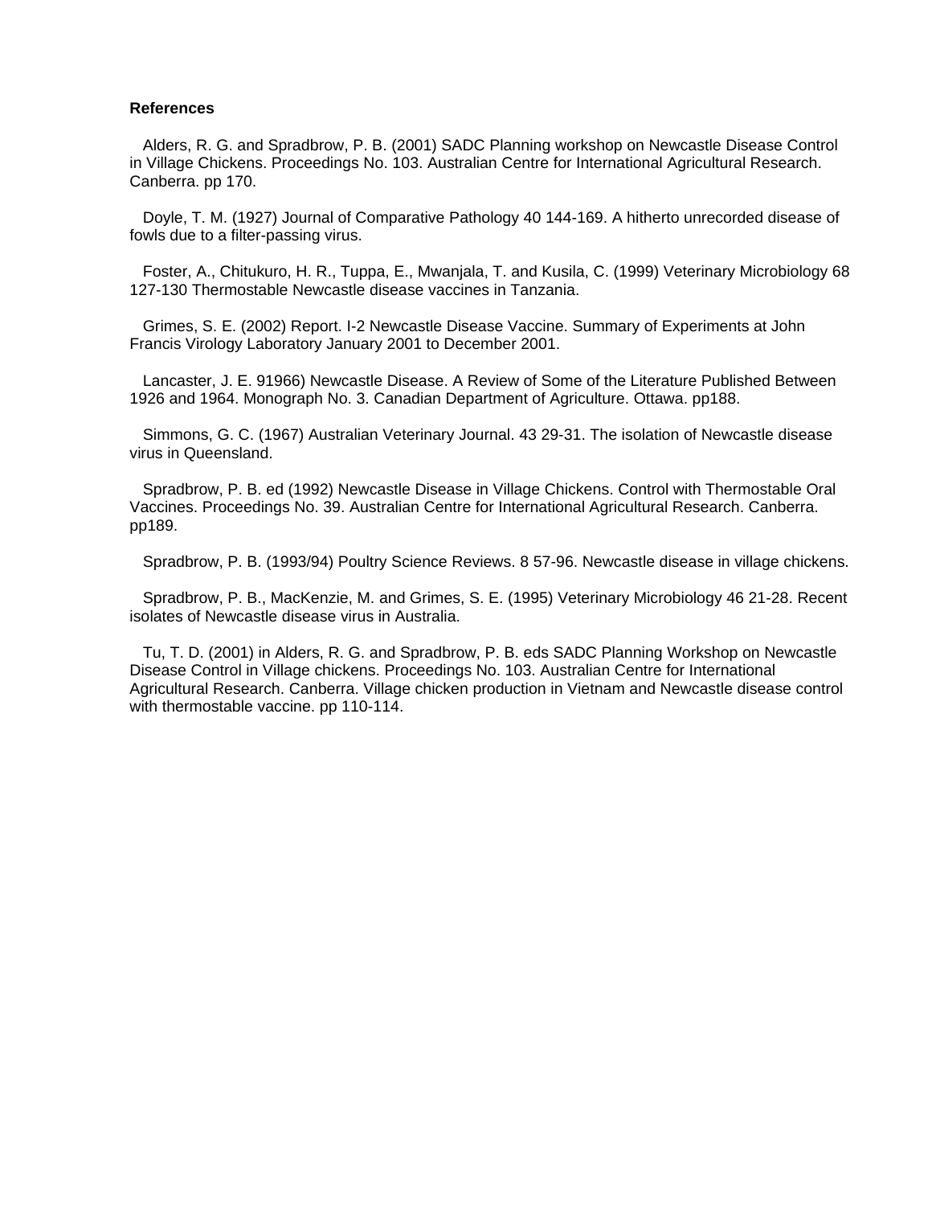**References**

Alders, R. G. and Spradbrow, P. B. (2001) SADC Planning workshop on Newcastle Disease Control in Village Chickens. Proceedings No. 103. Australian Centre for International Agricultural Research. Canberra. pp 170.

Doyle, T. M. (1927) Journal of Comparative Pathology 40 144-169. A hitherto unrecorded disease of fowls due to a filter-passing virus.

Foster, A., Chitukuro, H. R., Tuppa, E., Mwanjala, T. and Kusila, C. (1999) Veterinary Microbiology 68 127-130 Thermostable Newcastle disease vaccines in Tanzania.

Grimes, S. E. (2002) Report. I-2 Newcastle Disease Vaccine. Summary of Experiments at John Francis Virology Laboratory January 2001 to December 2001.

Lancaster, J. E. 91966) Newcastle Disease. A Review of Some of the Literature Published Between 1926 and 1964. Monograph No. 3. Canadian Department of Agriculture. Ottawa. pp188.

Simmons, G. C. (1967) Australian Veterinary Journal. 43 29-31. The isolation of Newcastle disease virus in Queensland.

Spradbrow, P. B. ed (1992) Newcastle Disease in Village Chickens. Control with Thermostable Oral Vaccines. Proceedings No. 39. Australian Centre for International Agricultural Research. Canberra. pp189.

Spradbrow, P. B. (1993/94) Poultry Science Reviews. 8 57-96. Newcastle disease in village chickens.

Spradbrow, P. B., MacKenzie, M. and Grimes, S. E. (1995) Veterinary Microbiology 46 21-28. Recent isolates of Newcastle disease virus in Australia.

Tu, T. D. (2001) in Alders, R. G. and Spradbrow, P. B. eds SADC Planning Workshop on Newcastle Disease Control in Village chickens. Proceedings No. 103. Australian Centre for International Agricultural Research. Canberra. Village chicken production in Vietnam and Newcastle disease control with thermostable vaccine. pp 110-114.